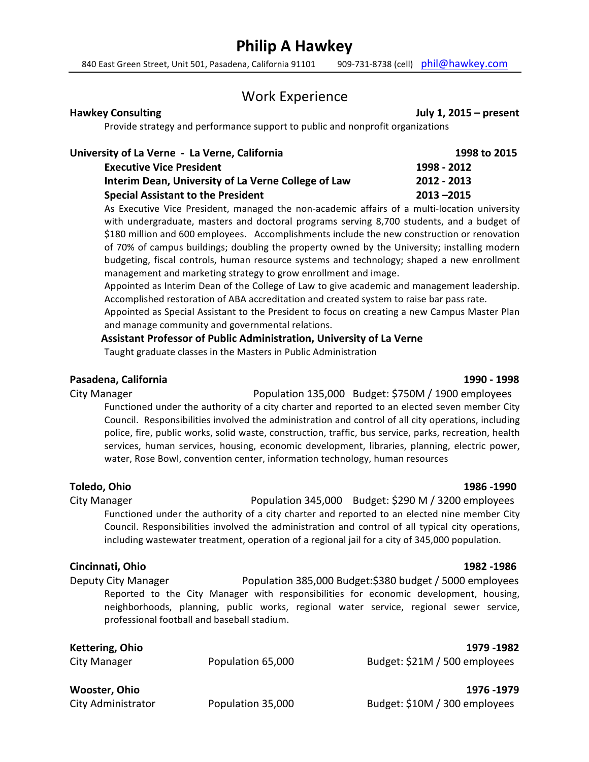# Philip A Hawkey

840 East Green Street, Unit 501, Pasadena, California 91101 909-731-8738 (cell) phil@hawkey.com

## Work Experience

**Hawkey Consulting** **July 1, 2015 – present**

Provide strategy and performance support to public and nonprofit organizations

**University of La Verne - La Verne, California** **1998 to 2015**

**Executive Vice President** **1998 - 2012**
**Interim Dean, University of La Verne College of Law** **2012 - 2013**
**Special Assistant to the President** **2013 –2015**

As Executive Vice President, managed the non-academic affairs of a multi-location university with undergraduate, masters and doctoral programs serving 8,700 students, and a budget of $180 million and 600 employees. Accomplishments include the new construction or renovation of 70% of campus buildings; doubling the property owned by the University; installing modern budgeting, fiscal controls, human resource systems and technology; shaped a new enrollment management and marketing strategy to grow enrollment and image.

Appointed as Interim Dean of the College of Law to give academic and management leadership. Accomplished restoration of ABA accreditation and created system to raise bar pass rate.

Appointed as Special Assistant to the President to focus on creating a new Campus Master Plan and manage community and governmental relations.

**Assistant Professor of Public Administration, University of La Verne**

Taught graduate classes in the Masters in Public Administration

**Pasadena, California** **1990 - 1998**

City Manager Population 135,000 Budget: $750M / 1900 employees

Functioned under the authority of a city charter and reported to an elected seven member City Council. Responsibilities involved the administration and control of all city operations, including police, fire, public works, solid waste, construction, traffic, bus service, parks, recreation, health services, human services, housing, economic development, libraries, planning, electric power, water, Rose Bowl, convention center, information technology, human resources

**Toledo, Ohio** **1986 -1990**

City Manager Population 345,000 Budget: $290 M / 3200 employees

Functioned under the authority of a city charter and reported to an elected nine member City Council. Responsibilities involved the administration and control of all typical city operations, including wastewater treatment, operation of a regional jail for a city of 345,000 population.

**Cincinnati, Ohio** **1982 -1986**

Deputy City Manager Population 385,000 Budget:$380 budget / 5000 employees

Reported to the City Manager with responsibilities for economic development, housing, neighborhoods, planning, public works, regional water service, regional sewer service, professional football and baseball stadium.

**Kettering, Ohio** **1979 -1982**

City Manager Population 65,000 Budget: $21M / 500 employees

**Wooster, Ohio** **1976 -1979**

City Administrator Population 35,000 Budget: $10M / 300 employees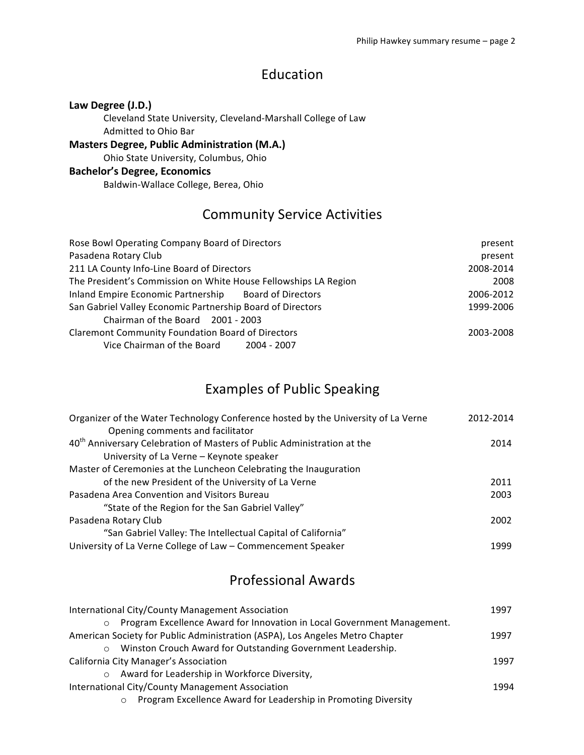## Education

**Law Degree (J.D.)**
Cleveland State University, Cleveland-Marshall College of Law
Admitted to Ohio Bar

**Masters Degree, Public Administration (M.A.)**
Ohio State University, Columbus, Ohio

**Bachelor's Degree, Economics**
Baldwin-Wallace College, Berea, Ohio

## Community Service Activities

| | |
|---|---|
| Rose Bowl Operating Company Board of Directors | present |
| Pasadena Rotary Club | present |
| 211 LA County Info-Line Board of Directors | 2008-2014 |
| The President's Commission on White House Fellowships LA Region | 2008 |
| Inland Empire Economic Partnership Board of Directors | 2006-2012 |
| San Gabriel Valley Economic Partnership Board of Directors | 1999-2006 |
| Chairman of the Board 2001 - 2003 | |
| Claremont Community Foundation Board of Directors | 2003-2008 |
| Vice Chairman of the Board 2004 - 2007 | |

## Examples of Public Speaking

| | |
|---|---|
| Organizer of the Water Technology Conference hosted by the University of La Verne<br>Opening comments and facilitator | 2012-2014 |
| 40th Anniversary Celebration of Masters of Public Administration at the<br>University of La Verne – Keynote speaker | 2014 |
| Master of Ceremonies at the Luncheon Celebrating the Inauguration<br>of the new President of the University of La Verne | 2011 |
| Pasadena Area Convention and Visitors Bureau<br>"State of the Region for the San Gabriel Valley" | 2003 |
| Pasadena Rotary Club<br>"San Gabriel Valley: The Intellectual Capital of California" | 2002 |
| University of La Verne College of Law – Commencement Speaker | 1999 |

## Professional Awards

| | |
|---|---|
| International City/County Management Association<br>○ Program Excellence Award for Innovation in Local Government Management. | 1997 |
| American Society for Public Administration (ASPA), Los Angeles Metro Chapter<br>○ Winston Crouch Award for Outstanding Government Leadership. | 1997 |
| California City Manager's Association<br>○ Award for Leadership in Workforce Diversity, | 1997 |
| International City/County Management Association<br>○ Program Excellence Award for Leadership in Promoting Diversity | 1994 |